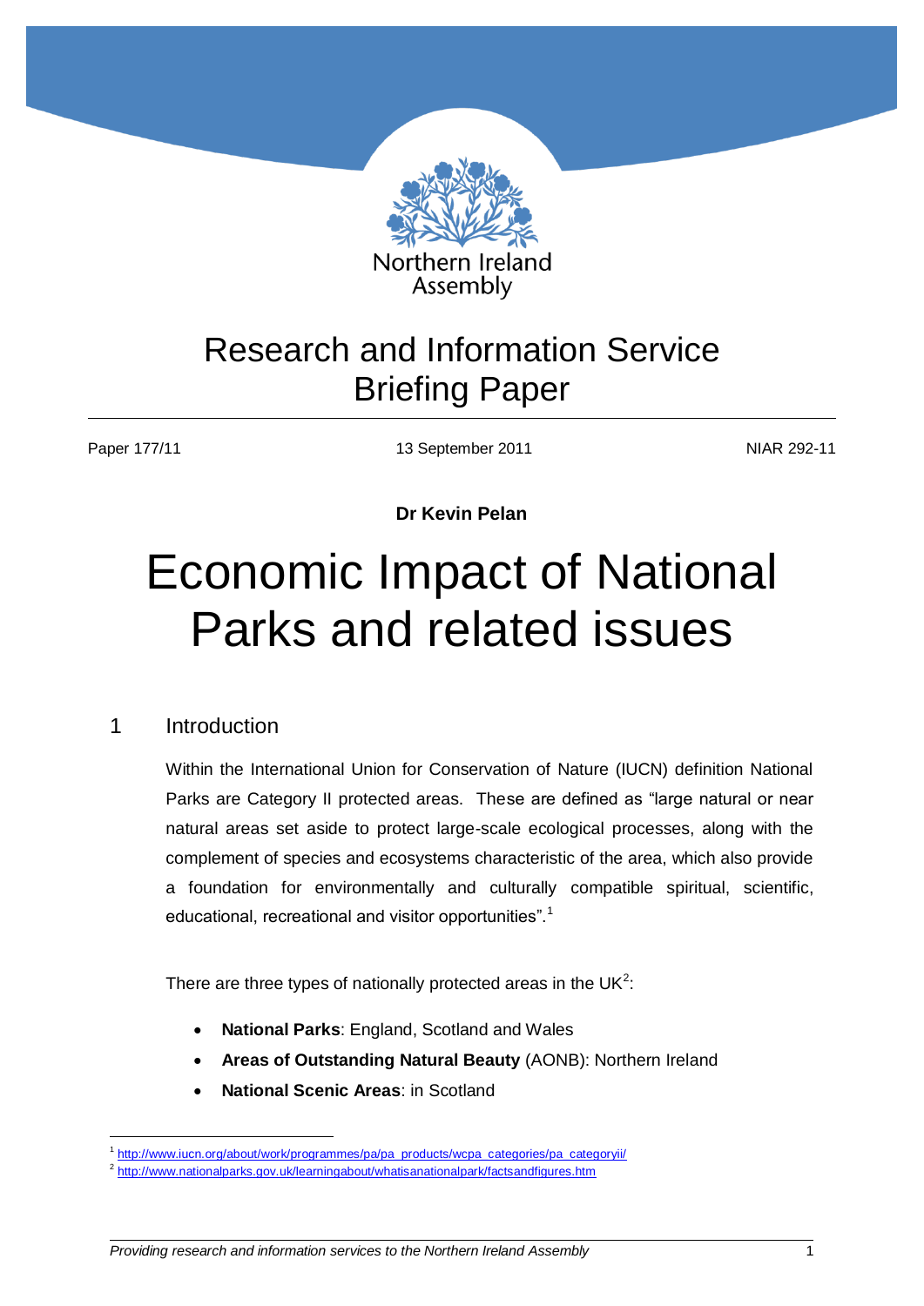Northern Ireland Assembly

# Research and Information Service Briefing Paper

Paper 177/11 | 13 September 2011 | NIAR 292-11

**Dr Kevin Pelan**

# Economic Impact of National Parks and related issues

## 1 Introduction

Within the International Union for Conservation of Nature (IUCN) definition National Parks are Category II protected areas. These are defined as "large natural or near natural areas set aside to protect large-scale ecological processes, along with the complement of species and ecosystems characteristic of the area, which also provide a foundation for environmentally and culturally compatible spiritual, scientific, educational, recreational and visitor opportunities".[1]

There are three types of nationally protected areas in the UK[2]:

- **National Parks**: England, Scotland and Wales
- **Areas of Outstanding Natural Beauty** (AONB): Northern Ireland
- **National Scenic Areas**: in Scotland

[1] http://www.iucn.org/about/work/programmes/pa/pa_products/wcpa_categories/pa_categoryii/

[2] http://www.nationalparks.gov.uk/learningabout/whatisanationalpark/factsandfigures.htm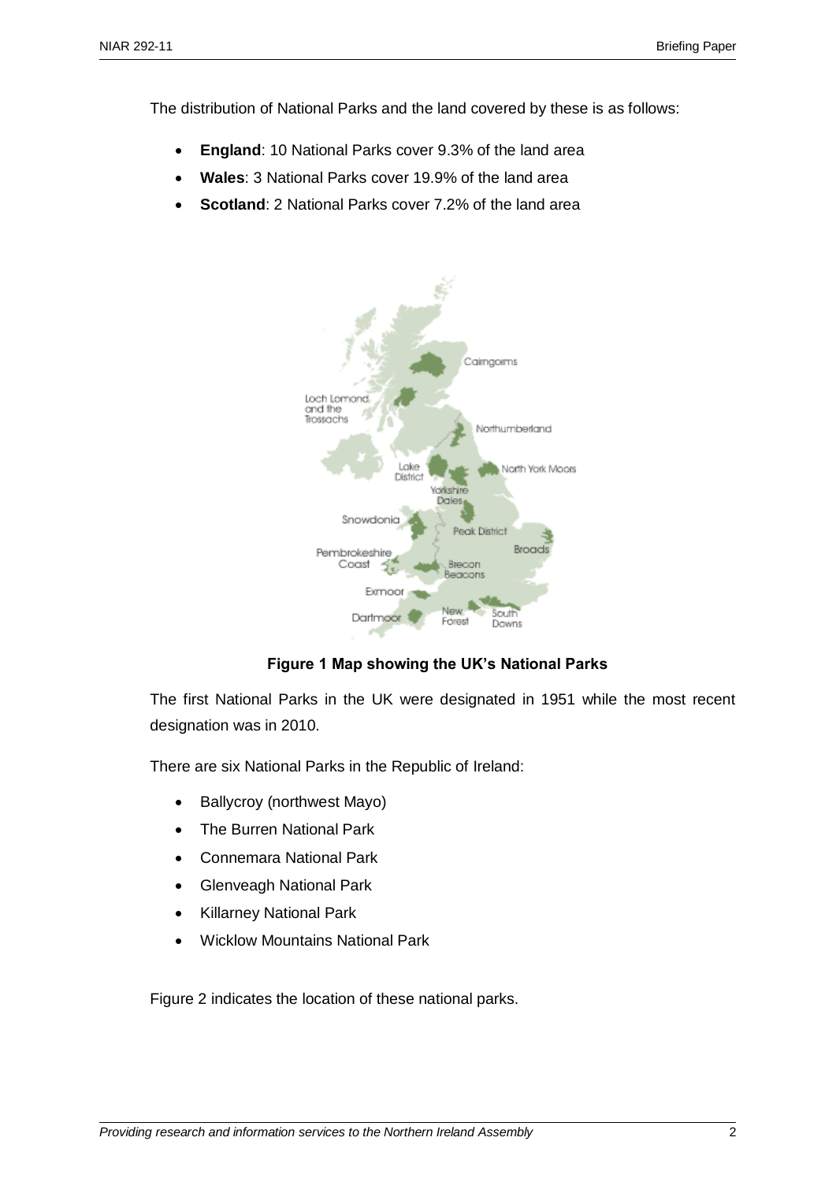The distribution of National Parks and the land covered by these is as follows:

- **England**: 10 National Parks cover 9.3% of the land area
- **Wales**: 3 National Parks cover 19.9% of the land area
- **Scotland**: 2 National Parks cover 7.2% of the land area

**Figure 1 Map showing the UK's National Parks**

The first National Parks in the UK were designated in 1951 while the most recent designation was in 2010.

There are six National Parks in the Republic of Ireland:

- Ballycroy (northwest Mayo)
- The Burren National Park
- Connemara National Park
- Glenveagh National Park
- Killarney National Park
- Wicklow Mountains National Park

Figure 2 indicates the location of these national parks.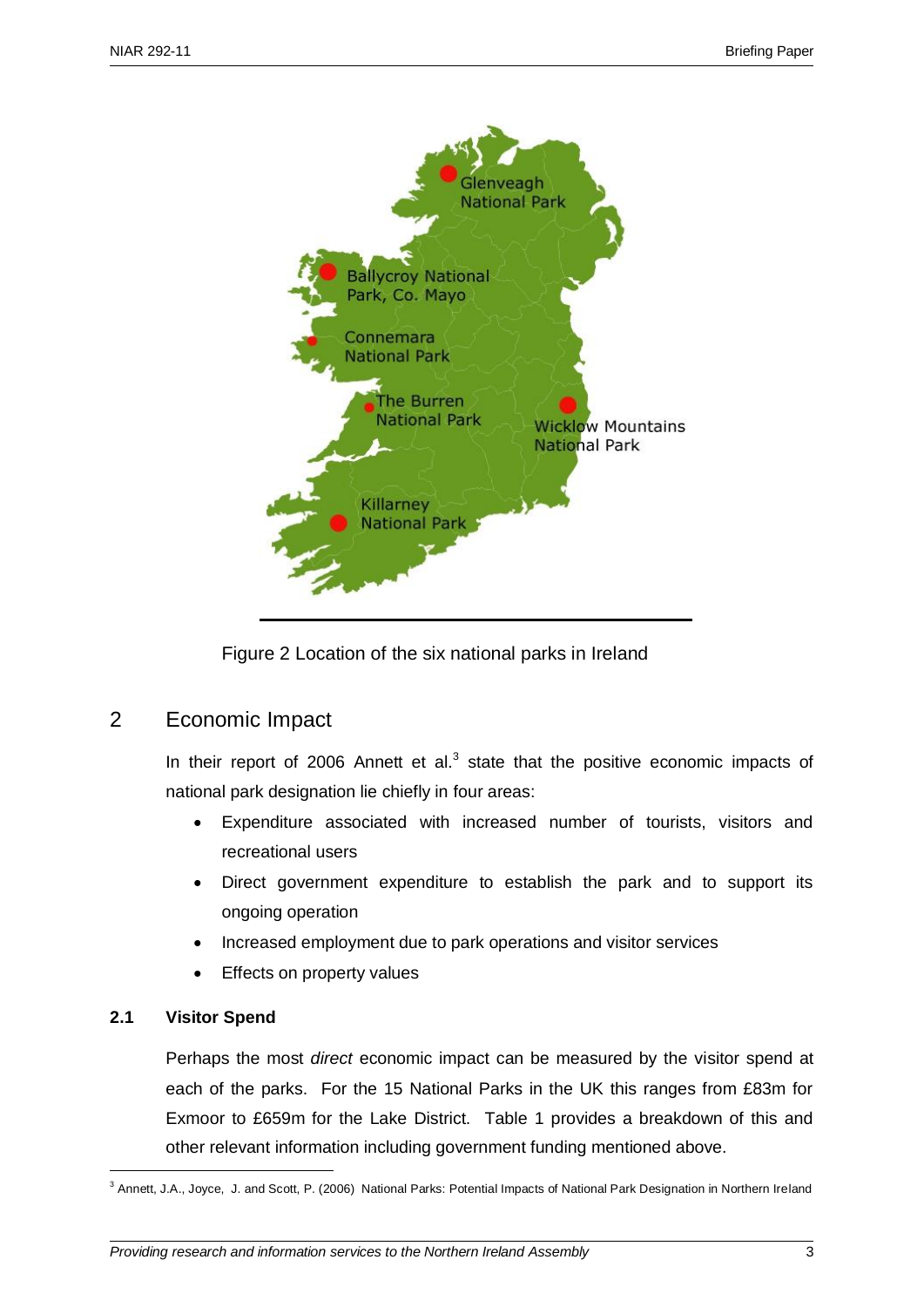Figure 2 Location of the six national parks in Ireland

## 2 Economic Impact

In their report of 2006 Annett et al.[3] state that the positive economic impacts of national park designation lie chiefly in four areas:

- Expenditure associated with increased number of tourists, visitors and recreational users
- Direct government expenditure to establish the park and to support its ongoing operation
- Increased employment due to park operations and visitor services
- Effects on property values

### 2.1 Visitor Spend

Perhaps the most *direct* economic impact can be measured by the visitor spend at each of the parks. For the 15 National Parks in the UK this ranges from £83m for Exmoor to £659m for the Lake District. Table 1 provides a breakdown of this and other relevant information including government funding mentioned above.

[3] Annett, J.A., Joyce, J. and Scott, P. (2006) National Parks: Potential Impacts of National Park Designation in Northern Ireland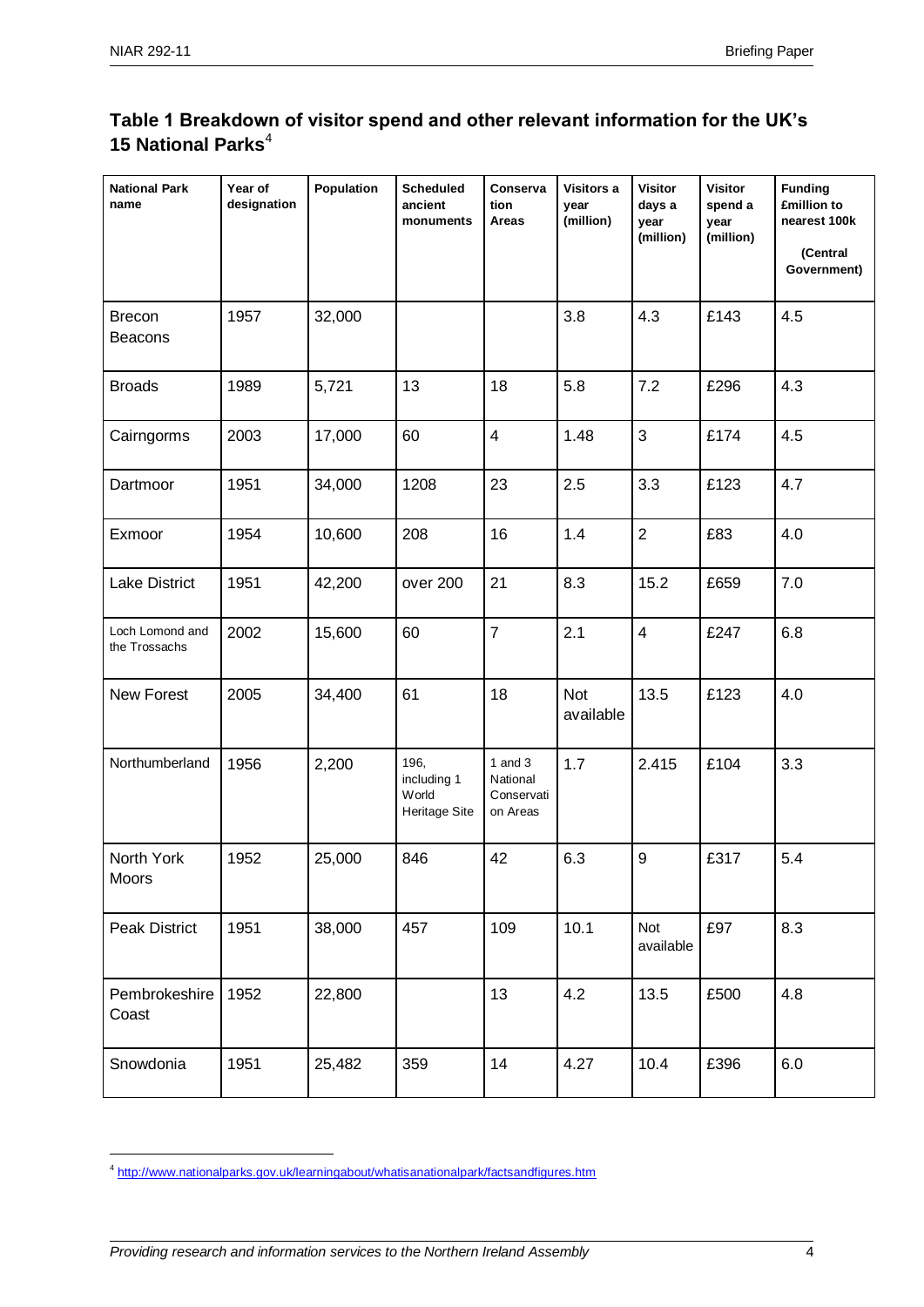### Table 1 Breakdown of visitor spend and other relevant information for the UK's 15 National Parks[4]

| National Park name | Year of designation | Population | Scheduled ancient monuments | Conservation Areas | Visitors a year (million) | Visitor days a year (million) | Visitor spend a year (million) | Funding £million to nearest 100k (Central Government) |
|---|---|---|---|---|---|---|---|---|
| Brecon Beacons | 1957 | 32,000 | | | 3.8 | 4.3 | £143 | 4.5 |
| Broads | 1989 | 5,721 | 13 | 18 | 5.8 | 7.2 | £296 | 4.3 |
| Cairngorms | 2003 | 17,000 | 60 | 4 | 1.48 | 3 | £174 | 4.5 |
| Dartmoor | 1951 | 34,000 | 1208 | 23 | 2.5 | 3.3 | £123 | 4.7 |
| Exmoor | 1954 | 10,600 | 208 | 16 | 1.4 | 2 | £83 | 4.0 |
| Lake District | 1951 | 42,200 | over 200 | 21 | 8.3 | 15.2 | £659 | 7.0 |
| Loch Lomond and the Trossachs | 2002 | 15,600 | 60 | 7 | 2.1 | 4 | £247 | 6.8 |
| New Forest | 2005 | 34,400 | 61 | 18 | Not available | 13.5 | £123 | 4.0 |
| Northumberland | 1956 | 2,200 | 196, including 1 World Heritage Site | 1 and 3 National Conservation Areas | 1.7 | 2.415 | £104 | 3.3 |
| North York Moors | 1952 | 25,000 | 846 | 42 | 6.3 | 9 | £317 | 5.4 |
| Peak District | 1951 | 38,000 | 457 | 109 | 10.1 | Not available | £97 | 8.3 |
| Pembrokeshire Coast | 1952 | 22,800 | | 13 | 4.2 | 13.5 | £500 | 4.8 |
| Snowdonia | 1951 | 25,482 | 359 | 14 | 4.27 | 10.4 | £396 | 6.0 |

[4] http://www.nationalparks.gov.uk/learningabout/whatisanationalpark/factsandfigures.htm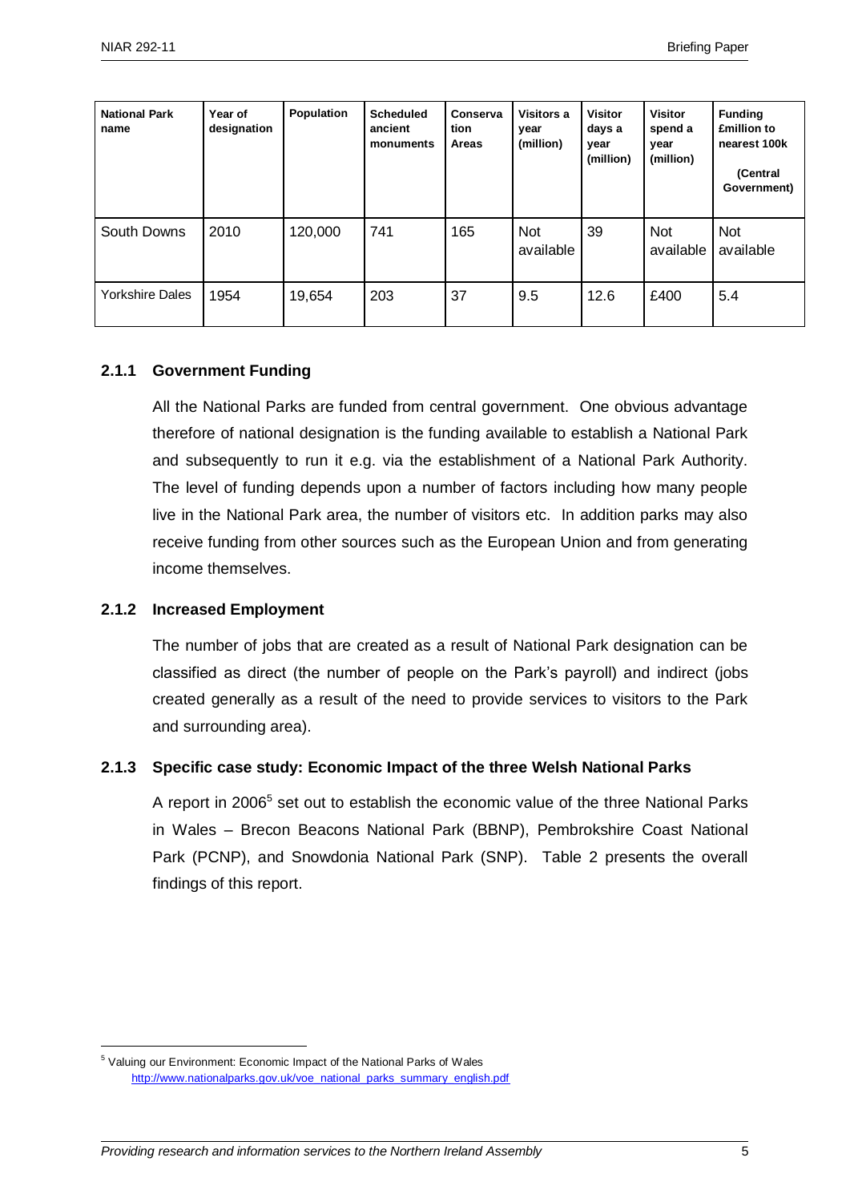| National Park name | Year of designation | Population | Scheduled ancient monuments | Conservation Areas | Visitors a year (million) | Visitor days a year (million) | Visitor spend a year (million) | Funding £million to nearest 100k (Central Government) |
|---|---|---|---|---|---|---|---|---|
| South Downs | 2010 | 120,000 | 741 | 165 | Not available | 39 | Not available | Not available |
| Yorkshire Dales | 1954 | 19,654 | 203 | 37 | 9.5 | 12.6 | £400 | 5.4 |

### 2.1.1 Government Funding

All the National Parks are funded from central government. One obvious advantage therefore of national designation is the funding available to establish a National Park and subsequently to run it e.g. via the establishment of a National Park Authority. The level of funding depends upon a number of factors including how many people live in the National Park area, the number of visitors etc. In addition parks may also receive funding from other sources such as the European Union and from generating income themselves.

### 2.1.2 Increased Employment

The number of jobs that are created as a result of National Park designation can be classified as direct (the number of people on the Park's payroll) and indirect (jobs created generally as a result of the need to provide services to visitors to the Park and surrounding area).

### 2.1.3 Specific case study: Economic Impact of the three Welsh National Parks

A report in 2006[5] set out to establish the economic value of the three National Parks in Wales – Brecon Beacons National Park (BBNP), Pembrokeshire Coast National Park (PCNP), and Snowdonia National Park (SNP). Table 2 presents the overall findings of this report.

[5] Valuing our Environment: Economic Impact of the National Parks of Wales http://www.nationalparks.gov.uk/voe_national_parks_summary_english.pdf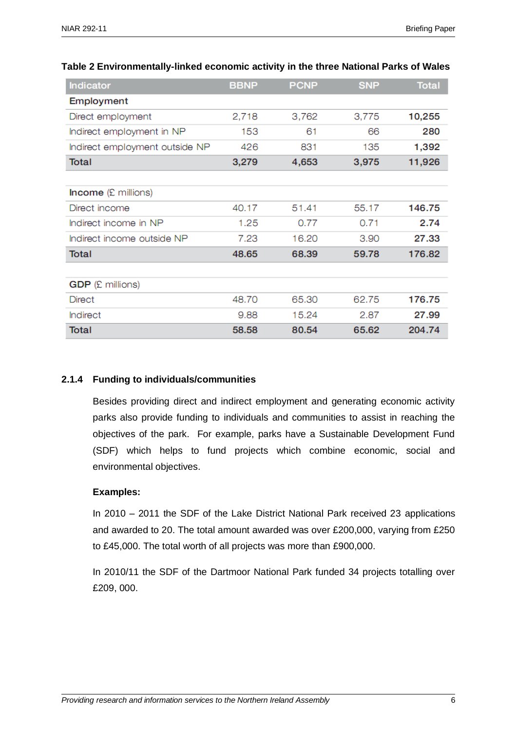**Table 2 Environmentally-linked economic activity in the three National Parks of Wales**

| Indicator | BBNP | PCNP | SNP | Total |
|---|---|---|---|---|
| **Employment** | | | | |
| Direct employment | 2,718 | 3,762 | 3,775 | **10,255** |
| Indirect employment in NP | 153 | 61 | 66 | **280** |
| Indirect employment outside NP | 426 | 831 | 135 | **1,392** |
| **Total** | **3,279** | **4,653** | **3,975** | **11,926** |
| | | | | |
| **Income** (£ millions) | | | | |
| Direct income | 40.17 | 51.41 | 55.17 | **146.75** |
| Indirect income in NP | 1.25 | 0.77 | 0.71 | **2.74** |
| Indirect income outside NP | 7.23 | 16.20 | 3.90 | **27.33** |
| **Total** | **48.65** | **68.39** | **59.78** | **176.82** |
| | | | | |
| **GDP** (£ millions) | | | | |
| Direct | 48.70 | 65.30 | 62.75 | **176.75** |
| Indirect | 9.88 | 15.24 | 2.87 | **27.99** |
| **Total** | **58.58** | **80.54** | **65.62** | **204.74** |

### 2.1.4 Funding to individuals/communities

Besides providing direct and indirect employment and generating economic activity parks also provide funding to individuals and communities to assist in reaching the objectives of the park. For example, parks have a Sustainable Development Fund (SDF) which helps to fund projects which combine economic, social and environmental objectives.

**Examples:**

In 2010 – 2011 the SDF of the Lake District National Park received 23 applications and awarded to 20. The total amount awarded was over £200,000, varying from £250 to £45,000. The total worth of all projects was more than £900,000.

In 2010/11 the SDF of the Dartmoor National Park funded 34 projects totalling over £209, 000.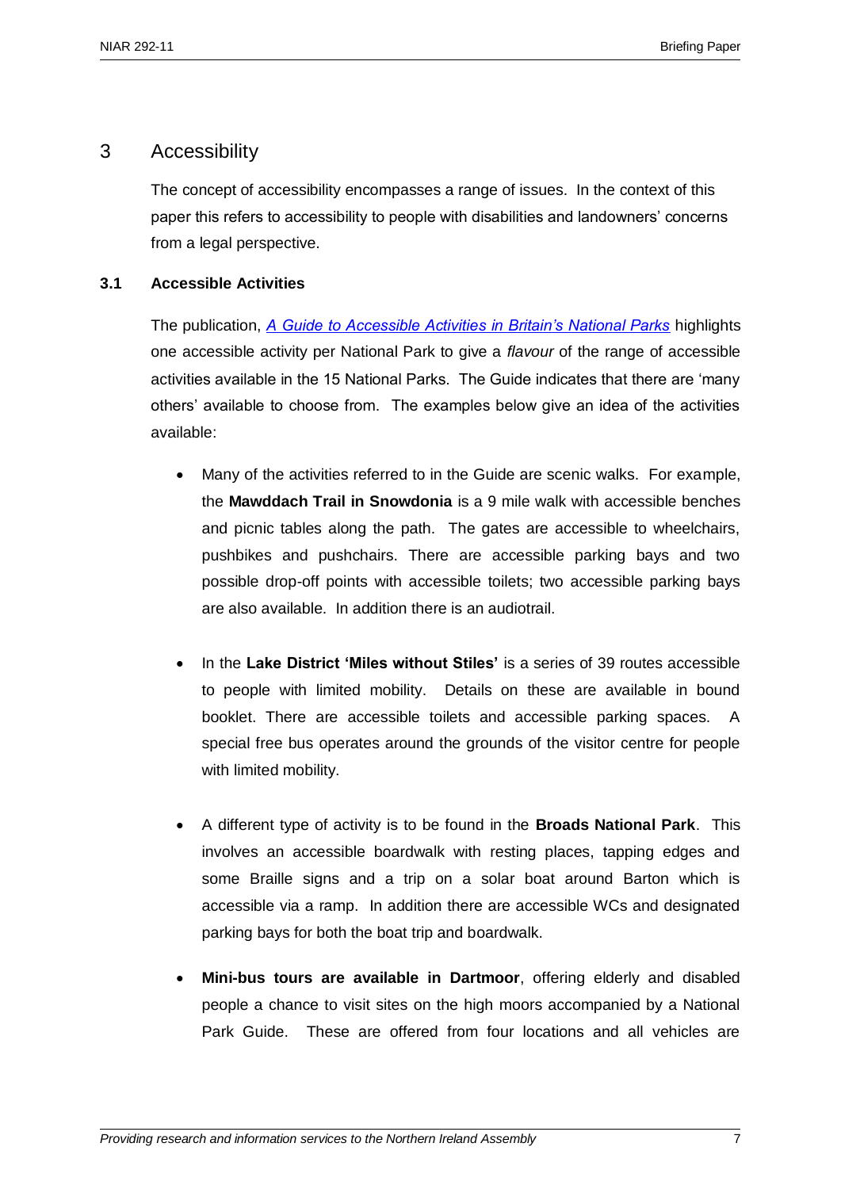# 3 Accessibility

The concept of accessibility encompasses a range of issues. In the context of this paper this refers to accessibility to people with disabilities and landowners' concerns from a legal perspective.

## 3.1 Accessible Activities

The publication, *A Guide to Accessible Activities in Britain's National Parks* highlights one accessible activity per National Park to give a *flavour* of the range of accessible activities available in the 15 National Parks. The Guide indicates that there are 'many others' available to choose from. The examples below give an idea of the activities available:

- Many of the activities referred to in the Guide are scenic walks. For example, the **Mawddach Trail in Snowdonia** is a 9 mile walk with accessible benches and picnic tables along the path. The gates are accessible to wheelchairs, pushbikes and pushchairs. There are accessible parking bays and two possible drop-off points with accessible toilets; two accessible parking bays are also available. In addition there is an audiotrail.

- In the **Lake District 'Miles without Stiles'** is a series of 39 routes accessible to people with limited mobility. Details on these are available in bound booklet. There are accessible toilets and accessible parking spaces. A special free bus operates around the grounds of the visitor centre for people with limited mobility.

- A different type of activity is to be found in the **Broads National Park**. This involves an accessible boardwalk with resting places, tapping edges and some Braille signs and a trip on a solar boat around Barton which is accessible via a ramp. In addition there are accessible WCs and designated parking bays for both the boat trip and boardwalk.

- **Mini-bus tours are available in Dartmoor**, offering elderly and disabled people a chance to visit sites on the high moors accompanied by a National Park Guide. These are offered from four locations and all vehicles are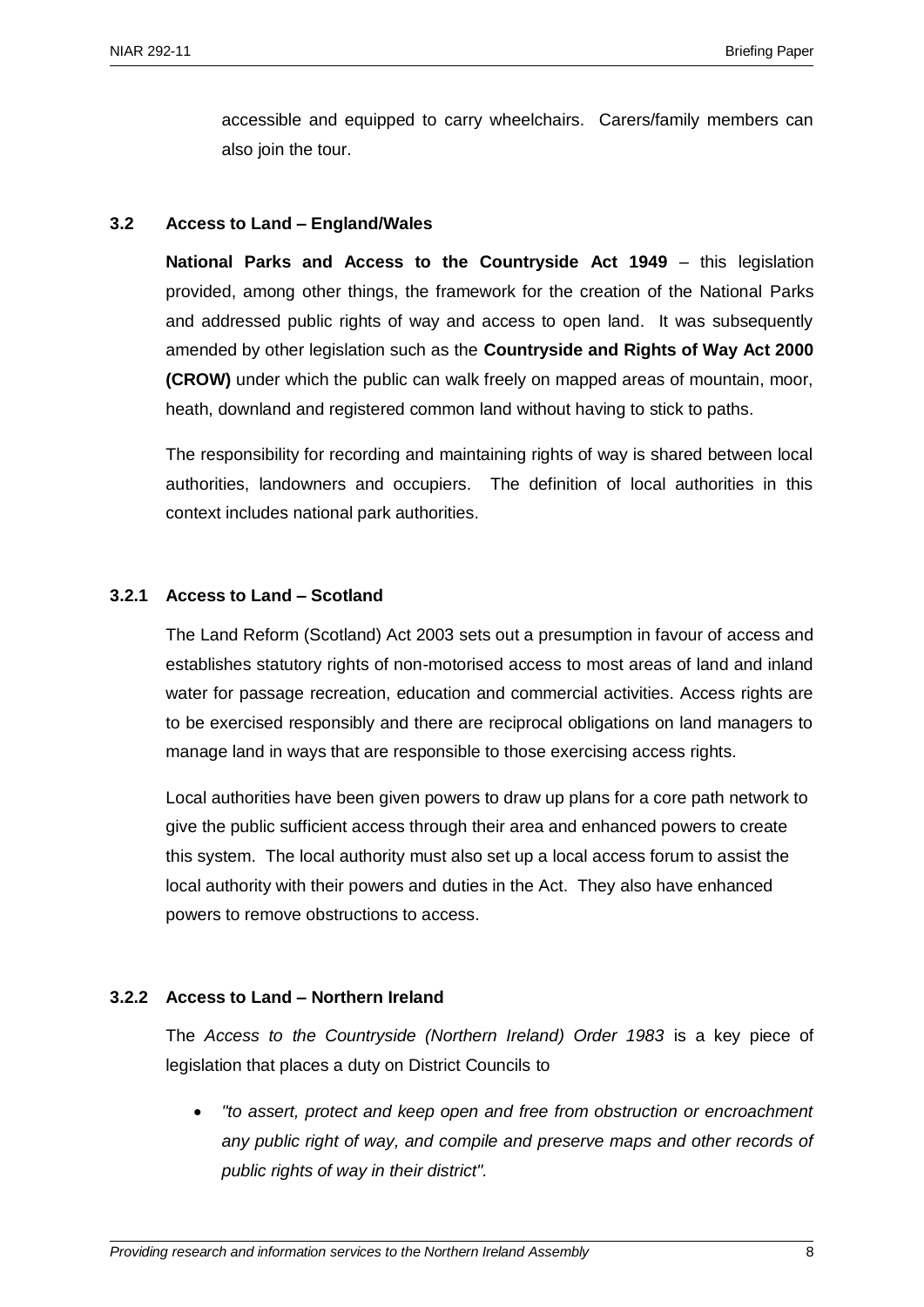accessible and equipped to carry wheelchairs. Carers/family members can also join the tour.

### 3.2 Access to Land – England/Wales

**National Parks and Access to the Countryside Act 1949** – this legislation provided, among other things, the framework for the creation of the National Parks and addressed public rights of way and access to open land. It was subsequently amended by other legislation such as the **Countryside and Rights of Way Act 2000 (CROW)** under which the public can walk freely on mapped areas of mountain, moor, heath, downland and registered common land without having to stick to paths.

The responsibility for recording and maintaining rights of way is shared between local authorities, landowners and occupiers. The definition of local authorities in this context includes national park authorities.

#### 3.2.1 Access to Land – Scotland

The Land Reform (Scotland) Act 2003 sets out a presumption in favour of access and establishes statutory rights of non-motorised access to most areas of land and inland water for passage recreation, education and commercial activities. Access rights are to be exercised responsibly and there are reciprocal obligations on land managers to manage land in ways that are responsible to those exercising access rights.

Local authorities have been given powers to draw up plans for a core path network to give the public sufficient access through their area and enhanced powers to create this system. The local authority must also set up a local access forum to assist the local authority with their powers and duties in the Act. They also have enhanced powers to remove obstructions to access.

#### 3.2.2 Access to Land – Northern Ireland

The *Access to the Countryside (Northern Ireland) Order 1983* is a key piece of legislation that places a duty on District Councils to

- *"to assert, protect and keep open and free from obstruction or encroachment any public right of way, and compile and preserve maps and other records of public rights of way in their district".*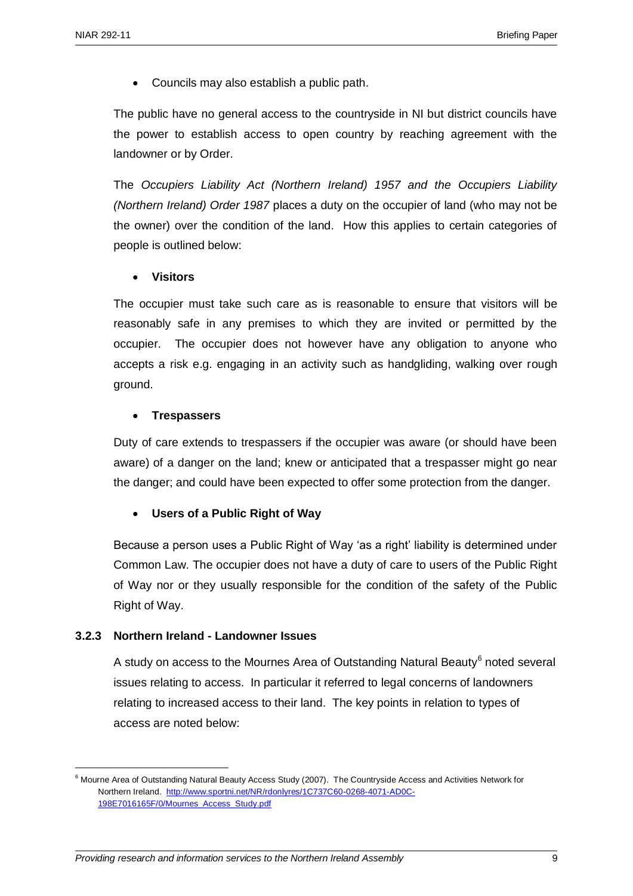- Councils may also establish a public path.

The public have no general access to the countryside in NI but district councils have the power to establish access to open country by reaching agreement with the landowner or by Order.

The *Occupiers Liability Act (Northern Ireland) 1957 and the Occupiers Liability (Northern Ireland) Order 1987* places a duty on the occupier of land (who may not be the owner) over the condition of the land. How this applies to certain categories of people is outlined below:

- **Visitors**

The occupier must take such care as is reasonable to ensure that visitors will be reasonably safe in any premises to which they are invited or permitted by the occupier. The occupier does not however have any obligation to anyone who accepts a risk e.g. engaging in an activity such as handgliding, walking over rough ground.

- **Trespassers**

Duty of care extends to trespassers if the occupier was aware (or should have been aware) of a danger on the land; knew or anticipated that a trespasser might go near the danger; and could have been expected to offer some protection from the danger.

- **Users of a Public Right of Way**

Because a person uses a Public Right of Way 'as a right' liability is determined under Common Law. The occupier does not have a duty of care to users of the Public Right of Way nor or they usually responsible for the condition of the safety of the Public Right of Way.

### 3.2.3 Northern Ireland - Landowner Issues

A study on access to the Mournes Area of Outstanding Natural Beauty[6] noted several issues relating to access. In particular it referred to legal concerns of landowners relating to increased access to their land. The key points in relation to types of access are noted below:

---

[6] Mourne Area of Outstanding Natural Beauty Access Study (2007). The Countryside Access and Activities Network for Northern Ireland. http://www.sportni.net/NR/rdonlyres/1C737C60-0268-4071-AD0C-198E7016165F/0/Mournes_Access_Study.pdf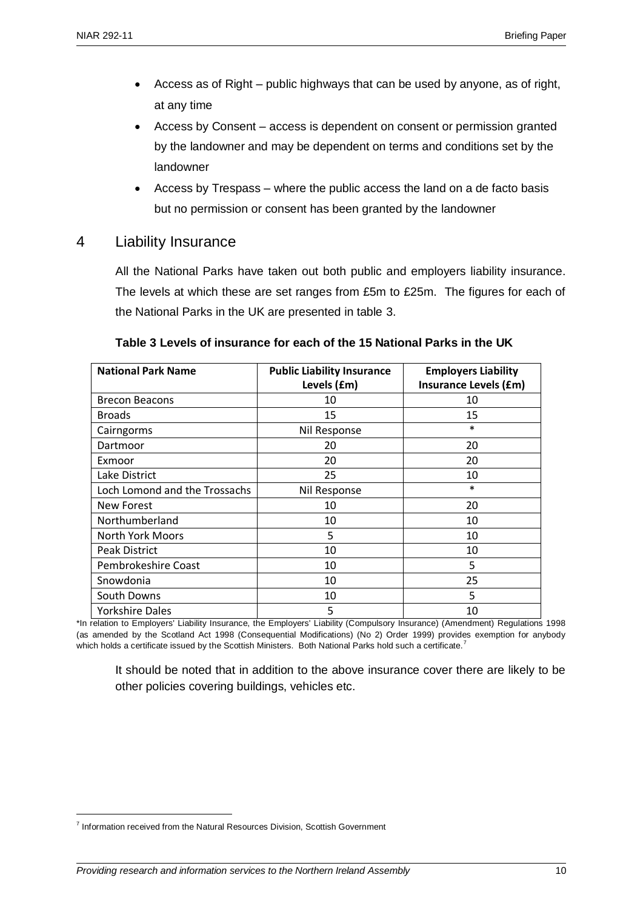- Access as of Right – public highways that can be used by anyone, as of right, at any time
- Access by Consent – access is dependent on consent or permission granted by the landowner and may be dependent on terms and conditions set by the landowner
- Access by Trespass – where the public access the land on a de facto basis but no permission or consent has been granted by the landowner

## 4 Liability Insurance

All the National Parks have taken out both public and employers liability insurance. The levels at which these are set ranges from £5m to £25m. The figures for each of the National Parks in the UK are presented in table 3.

**Table 3 Levels of insurance for each of the 15 National Parks in the UK**

| National Park Name | Public Liability Insurance Levels (£m) | Employers Liability Insurance Levels (£m) |
|---|---|---|
| Brecon Beacons | 10 | 10 |
| Broads | 15 | 15 |
| Cairngorms | Nil Response | * |
| Dartmoor | 20 | 20 |
| Exmoor | 20 | 20 |
| Lake District | 25 | 10 |
| Loch Lomond and the Trossachs | Nil Response | * |
| New Forest | 10 | 20 |
| Northumberland | 10 | 10 |
| North York Moors | 5 | 10 |
| Peak District | 10 | 10 |
| Pembrokeshire Coast | 10 | 5 |
| Snowdonia | 10 | 25 |
| South Downs | 10 | 5 |
| Yorkshire Dales | 5 | 10 |

*In relation to Employers' Liability Insurance, the Employers' Liability (Compulsory Insurance) (Amendment) Regulations 1998 (as amended by the Scotland Act 1998 (Consequential Modifications) (No 2) Order 1999) provides exemption for anybody which holds a certificate issued by the Scottish Ministers. Both National Parks hold such a certificate.[7]

It should be noted that in addition to the above insurance cover there are likely to be other policies covering buildings, vehicles etc.

[7] Information received from the Natural Resources Division, Scottish Government